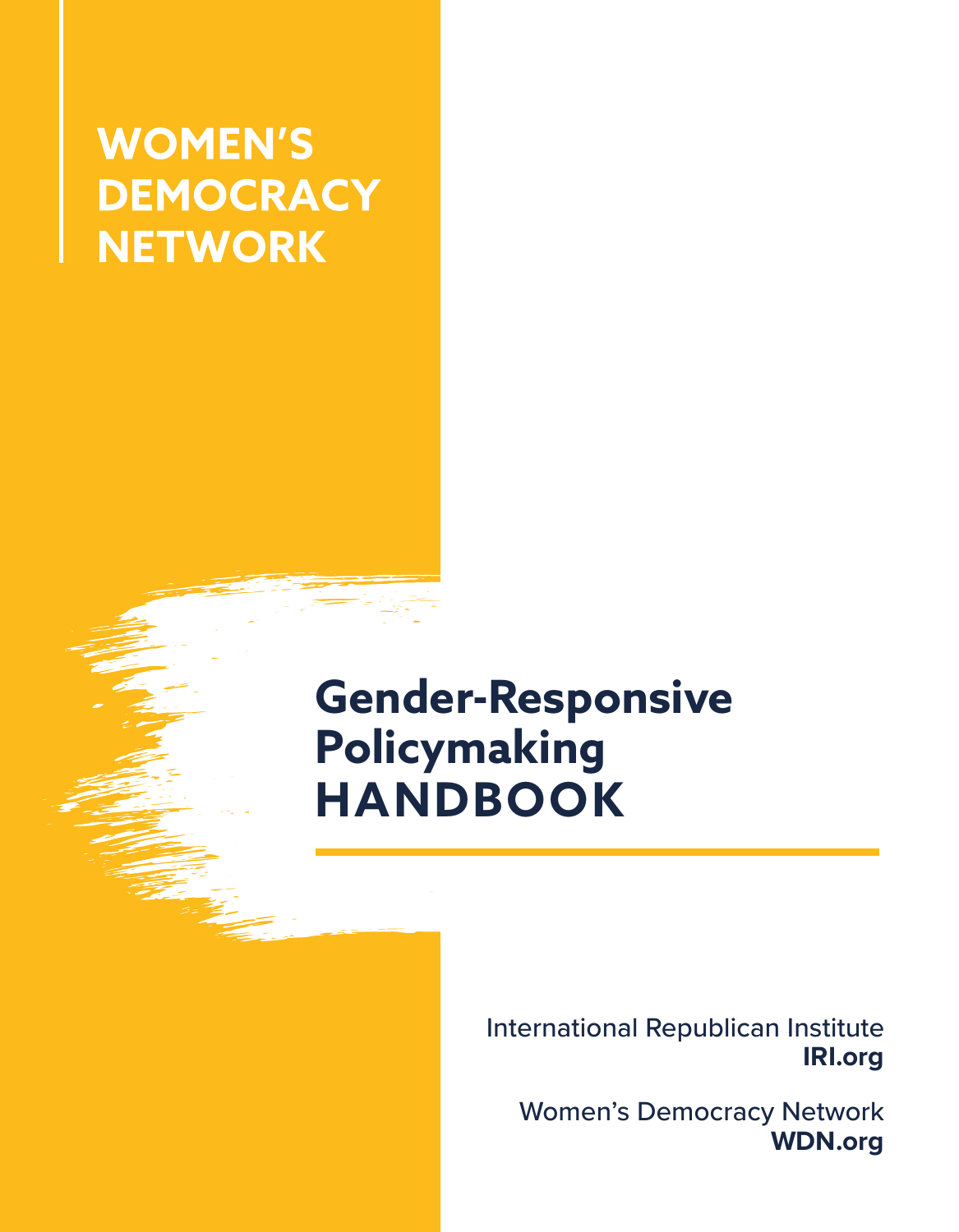WOMEN'S DEMOCRACY NETWORK

# Gender-Responsive Policymaking HANDBOOK

International Republican Institute
**IRI.org**

Women's Democracy Network
**WDN.org**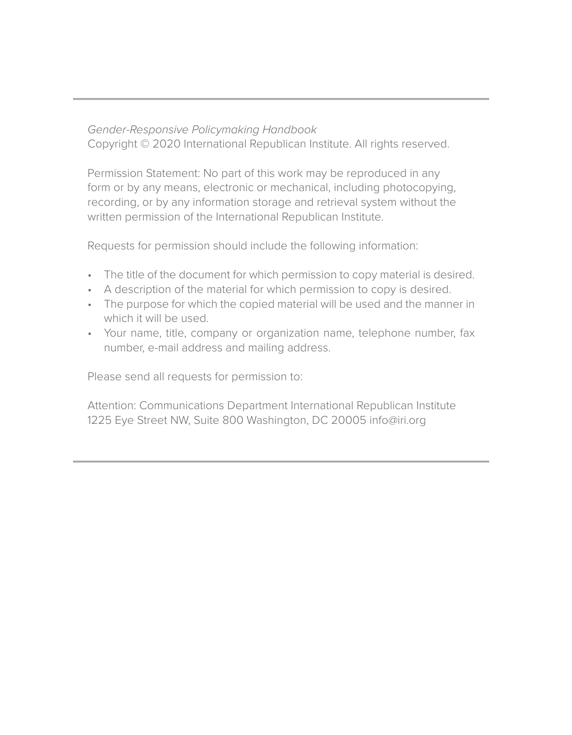*Gender-Responsive Policymaking Handbook*
Copyright © 2020 International Republican Institute. All rights reserved.

Permission Statement: No part of this work may be reproduced in any form or by any means, electronic or mechanical, including photocopying, recording, or by any information storage and retrieval system without the written permission of the International Republican Institute.

Requests for permission should include the following information:

- The title of the document for which permission to copy material is desired.
- A description of the material for which permission to copy is desired.
- The purpose for which the copied material will be used and the manner in which it will be used.
- Your name, title, company or organization name, telephone number, fax number, e-mail address and mailing address.

Please send all requests for permission to:

Attention: Communications Department International Republican Institute
1225 Eye Street NW, Suite 800 Washington, DC 20005 info@iri.org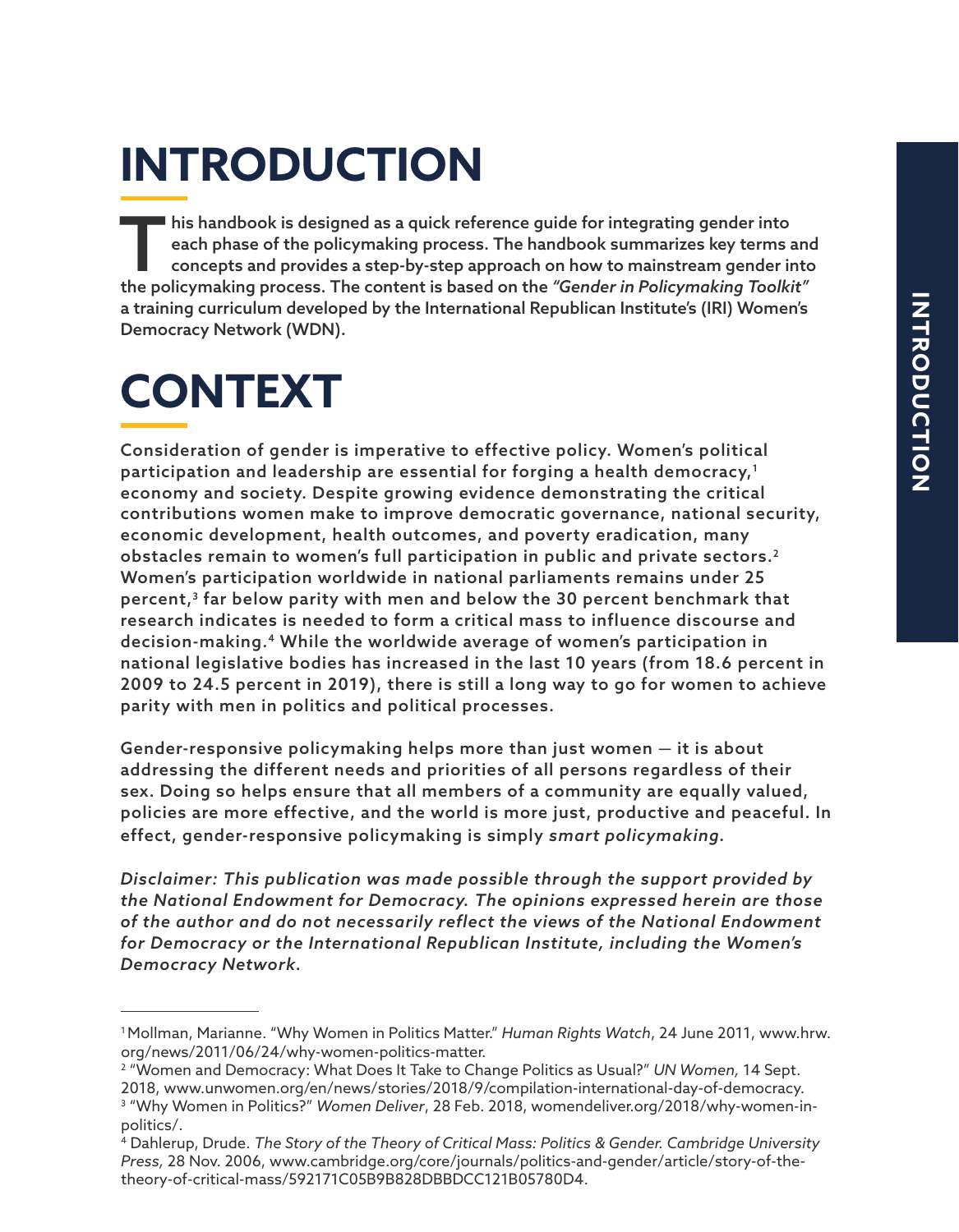# INTRODUCTION

**This handbook is designed as a quick reference guide for integrating gender into each phase of the policymaking process. The handbook summarizes key terms and concepts and provides a step-by-step approach on how to mainstream gender into the policymaking process. The content is based on the *"Gender in Policymaking Toolkit"* a training curriculum developed by the International Republican Institute's (IRI) Women's Democracy Network (WDN).**

# CONTEXT

Consideration of gender is imperative to effective policy. Women's political participation and leadership are essential for forging a health democracy,[1] economy and society. Despite growing evidence demonstrating the critical contributions women make to improve democratic governance, national security, economic development, health outcomes, and poverty eradication, many obstacles remain to women's full participation in public and private sectors.[2] Women's participation worldwide in national parliaments remains under 25 percent,[3] far below parity with men and below the 30 percent benchmark that research indicates is needed to form a critical mass to influence discourse and decision-making.[4] While the worldwide average of women's participation in national legislative bodies has increased in the last 10 years (from 18.6 percent in 2009 to 24.5 percent in 2019), there is still a long way to go for women to achieve parity with men in politics and political processes.

Gender-responsive policymaking helps more than just women — it is about addressing the different needs and priorities of all persons regardless of their sex. Doing so helps ensure that all members of a community are equally valued, policies are more effective, and the world is more just, productive and peaceful. In effect, gender-responsive policymaking is simply *smart policymaking*.

*Disclaimer: This publication was made possible through the support provided by the National Endowment for Democracy. The opinions expressed herein are those of the author and do not necessarily reflect the views of the National Endowment for Democracy or the International Republican Institute, including the Women's Democracy Network.*

---

[1] Mollman, Marianne. "Why Women in Politics Matter." *Human Rights Watch*, 24 June 2011, www.hrw.org/news/2011/06/24/why-women-politics-matter.

[2] "Women and Democracy: What Does It Take to Change Politics as Usual?" *UN Women,* 14 Sept. 2018, www.unwomen.org/en/news/stories/2018/9/compilation-international-day-of-democracy.

[3] "Why Women in Politics?" *Women Deliver*, 28 Feb. 2018, womendeliver.org/2018/why-women-in-politics/.

[4] Dahlerup, Drude. *The Story of the Theory of Critical Mass: Politics & Gender. Cambridge University Press,* 28 Nov. 2006, www.cambridge.org/core/journals/politics-and-gender/article/story-of-the-theory-of-critical-mass/592171C05B9B828DBBDCC121B05780D4.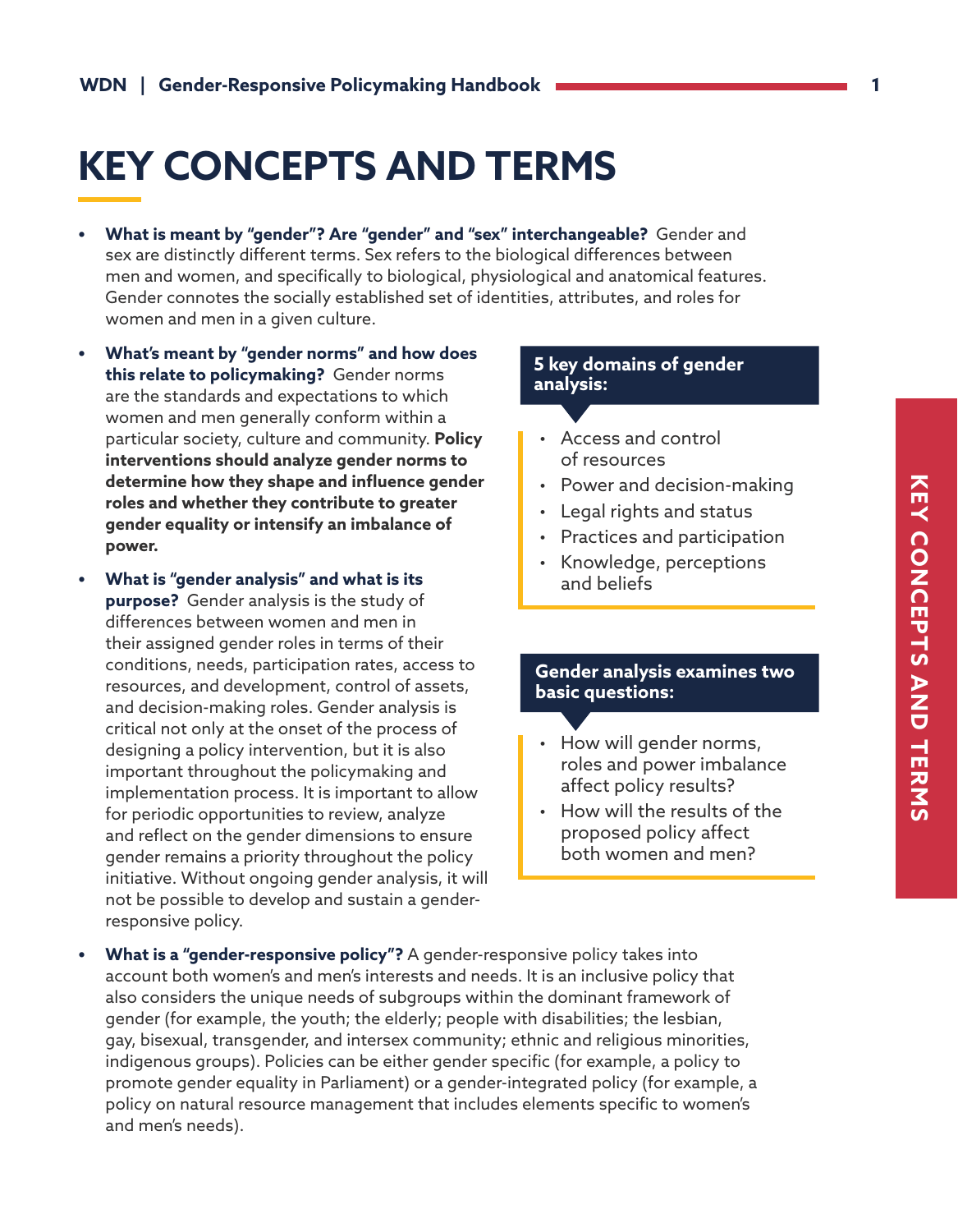# KEY CONCEPTS AND TERMS

- **What is meant by "gender"? Are "gender" and "sex" interchangeable?** Gender and sex are distinctly different terms. Sex refers to the biological differences between men and women, and specifically to biological, physiological and anatomical features. Gender connotes the socially established set of identities, attributes, and roles for women and men in a given culture.

- **What's meant by "gender norms" and how does this relate to policymaking?** Gender norms are the standards and expectations to which women and men generally conform within a particular society, culture and community. **Policy interventions should analyze gender norms to determine how they shape and influence gender roles and whether they contribute to greater gender equality or intensify an imbalance of power.**

- **What is "gender analysis" and what is its purpose?** Gender analysis is the study of differences between women and men in their assigned gender roles in terms of their conditions, needs, participation rates, access to resources, and development, control of assets, and decision-making roles. Gender analysis is critical not only at the onset of the process of designing a policy intervention, but it is also important throughout the policymaking and implementation process. It is important to allow for periodic opportunities to review, analyze and reflect on the gender dimensions to ensure gender remains a priority throughout the policy initiative. Without ongoing gender analysis, it will not be possible to develop and sustain a gender-responsive policy.

**5 key domains of gender analysis:**

- Access and control of resources
- Power and decision-making
- Legal rights and status
- Practices and participation
- Knowledge, perceptions and beliefs

**Gender analysis examines two basic questions:**

- How will gender norms, roles and power imbalance affect policy results?
- How will the results of the proposed policy affect both women and men?

- **What is a "gender-responsive policy"?** A gender-responsive policy takes into account both women's and men's interests and needs. It is an inclusive policy that also considers the unique needs of subgroups within the dominant framework of gender (for example, the youth; the elderly; people with disabilities; the lesbian, gay, bisexual, transgender, and intersex community; ethnic and religious minorities, indigenous groups). Policies can be either gender specific (for example, a policy to promote gender equality in Parliament) or a gender-integrated policy (for example, a policy on natural resource management that includes elements specific to women's and men's needs).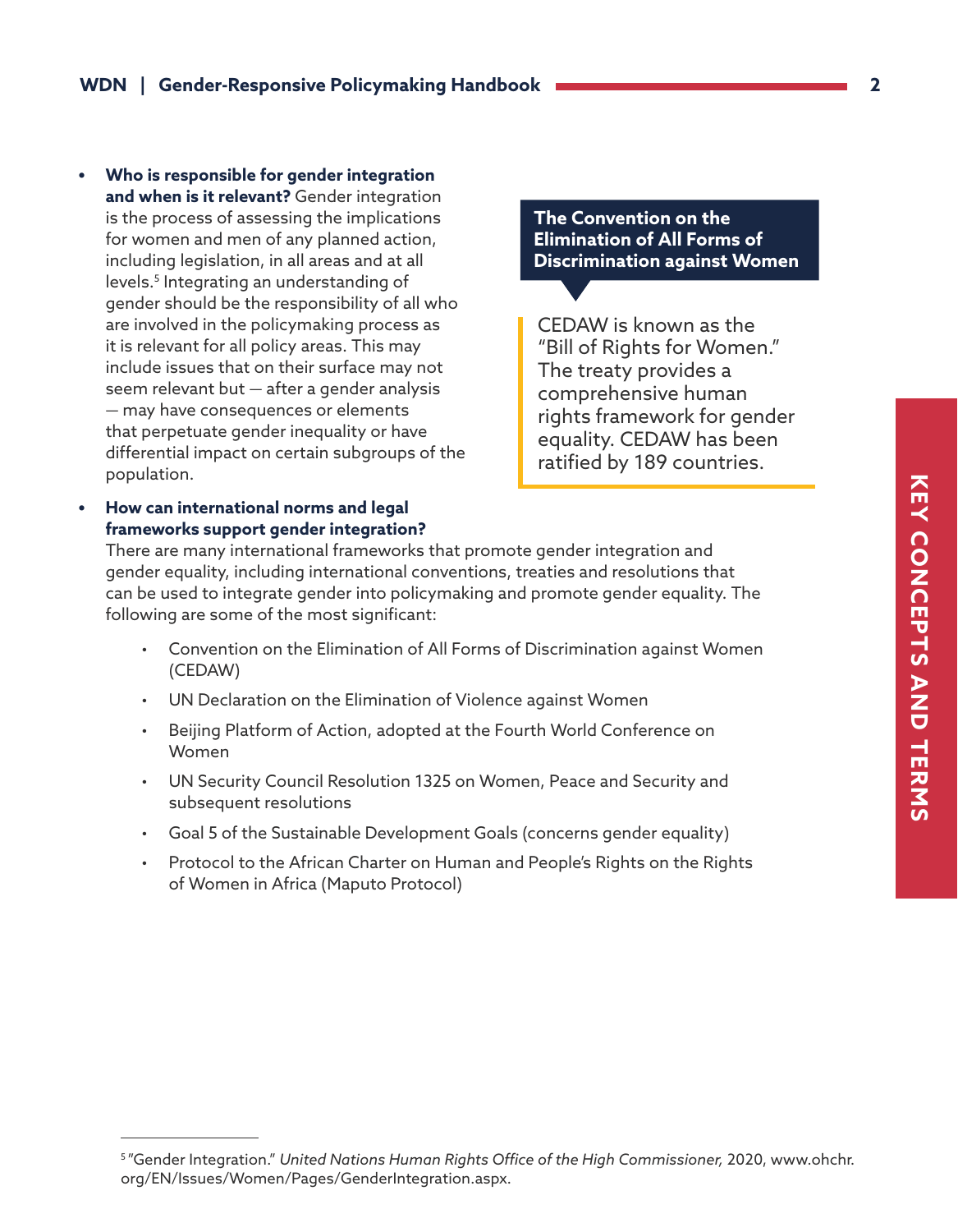- **Who is responsible for gender integration and when is it relevant?** Gender integration is the process of assessing the implications for women and men of any planned action, including legislation, in all areas and at all levels.[5] Integrating an understanding of gender should be the responsibility of all who are involved in the policymaking process as it is relevant for all policy areas. This may include issues that on their surface may not seem relevant but — after a gender analysis — may have consequences or elements that perpetuate gender inequality or have differential impact on certain subgroups of the population.

**The Convention on the Elimination of All Forms of Discrimination against Women**

> CEDAW is known as the "Bill of Rights for Women." The treaty provides a comprehensive human rights framework for gender equality. CEDAW has been ratified by 189 countries.

- **How can international norms and legal frameworks support gender integration?** There are many international frameworks that promote gender integration and gender equality, including international conventions, treaties and resolutions that can be used to integrate gender into policymaking and promote gender equality. The following are some of the most significant:
    - Convention on the Elimination of All Forms of Discrimination against Women (CEDAW)
    - UN Declaration on the Elimination of Violence against Women
    - Beijing Platform of Action, adopted at the Fourth World Conference on Women
    - UN Security Council Resolution 1325 on Women, Peace and Security and subsequent resolutions
    - Goal 5 of the Sustainable Development Goals (concerns gender equality)
    - Protocol to the African Charter on Human and People's Rights on the Rights of Women in Africa (Maputo Protocol)

---

[5] "Gender Integration." *United Nations Human Rights Office of the High Commissioner,* 2020, www.ohchr.org/EN/Issues/Women/Pages/GenderIntegration.aspx.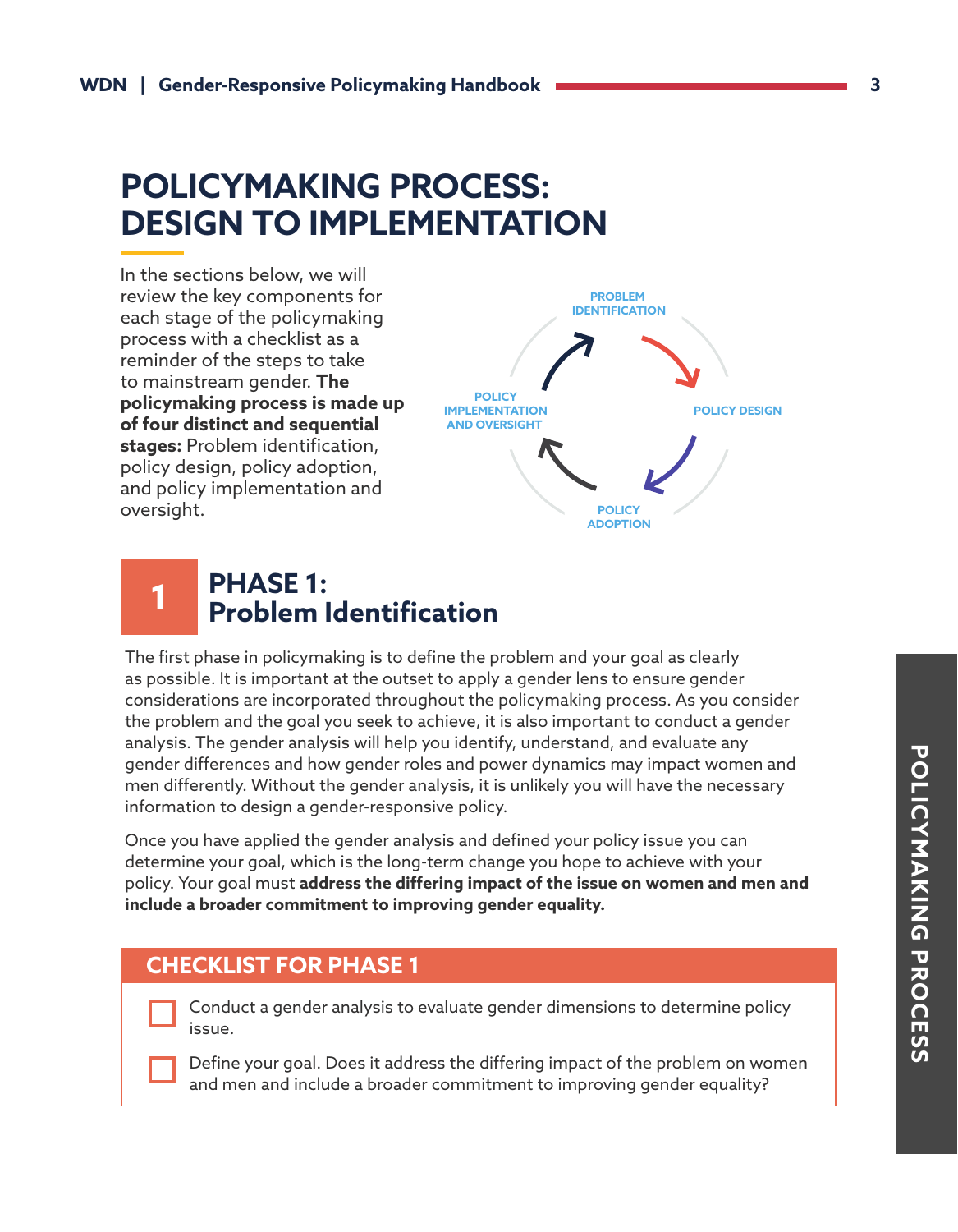# POLICYMAKING PROCESS: DESIGN TO IMPLEMENTATION

In the sections below, we will review the key components for each stage of the policymaking process with a checklist as a reminder of the steps to take to mainstream gender. **The policymaking process is made up of four distinct and sequential stages:** Problem identification, policy design, policy adoption, and policy implementation and oversight.

PROBLEM IDENTIFICATION

POLICY DESIGN

POLICY ADOPTION

POLICY IMPLEMENTATION AND OVERSIGHT

## 1 PHASE 1: Problem Identification

The first phase in policymaking is to define the problem and your goal as clearly as possible. It is important at the outset to apply a gender lens to ensure gender considerations are incorporated throughout the policymaking process. As you consider the problem and the goal you seek to achieve, it is also important to conduct a gender analysis. The gender analysis will help you identify, understand, and evaluate any gender differences and how gender roles and power dynamics may impact women and men differently. Without the gender analysis, it is unlikely you will have the necessary information to design a gender-responsive policy.

Once you have applied the gender analysis and defined your policy issue you can determine your goal, which is the long-term change you hope to achieve with your policy. Your goal must **address the differing impact of the issue on women and men and include a broader commitment to improving gender equality.**

### CHECKLIST FOR PHASE 1

- [ ] Conduct a gender analysis to evaluate gender dimensions to determine policy issue.
- [ ] Define your goal. Does it address the differing impact of the problem on women and men and include a broader commitment to improving gender equality?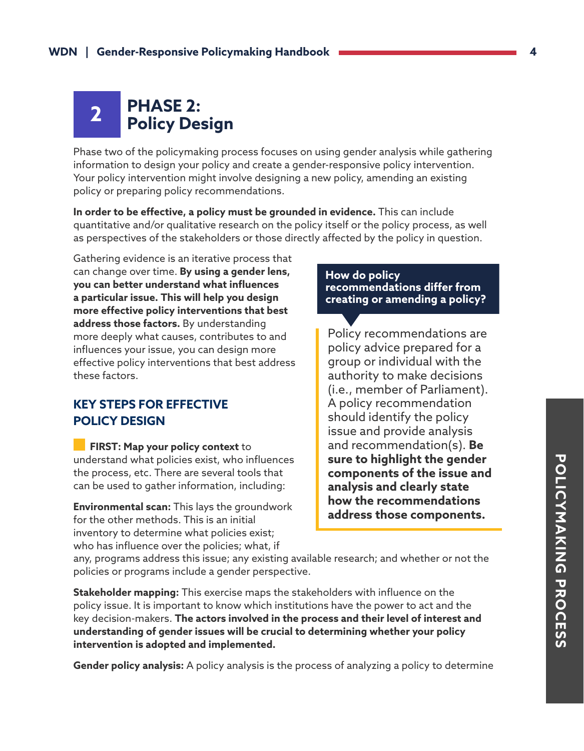# 2 PHASE 2: Policy Design

Phase two of the policymaking process focuses on using gender analysis while gathering information to design your policy and create a gender-responsive policy intervention. Your policy intervention might involve designing a new policy, amending an existing policy or preparing policy recommendations.

**In order to be effective, a policy must be grounded in evidence.** This can include quantitative and/or qualitative research on the policy itself or the policy process, as well as perspectives of the stakeholders or those directly affected by the policy in question.

Gathering evidence is an iterative process that can change over time. **By using a gender lens, you can better understand what influences a particular issue. This will help you design more effective policy interventions that best address those factors.** By understanding more deeply what causes, contributes to and influences your issue, you can design more effective policy interventions that best address these factors.

> **How do policy recommendations differ from creating or amending a policy?**
>
> Policy recommendations are policy advice prepared for a group or individual with the authority to make decisions (i.e., member of Parliament). A policy recommendation should identify the policy issue and provide analysis and recommendation(s). **Be sure to highlight the gender components of the issue and analysis and clearly state how the recommendations address those components.**

## KEY STEPS FOR EFFECTIVE POLICY DESIGN

**FIRST: Map your policy context** to understand what policies exist, who influences the process, etc. There are several tools that can be used to gather information, including:

**Environmental scan:** This lays the groundwork for the other methods. This is an initial inventory to determine what policies exist; who has influence over the policies; what, if any, programs address this issue; any existing available research; and whether or not the policies or programs include a gender perspective.

**Stakeholder mapping:** This exercise maps the stakeholders with influence on the policy issue. It is important to know which institutions have the power to act and the key decision-makers. **The actors involved in the process and their level of interest and understanding of gender issues will be crucial to determining whether your policy intervention is adopted and implemented.**

**Gender policy analysis:** A policy analysis is the process of analyzing a policy to determine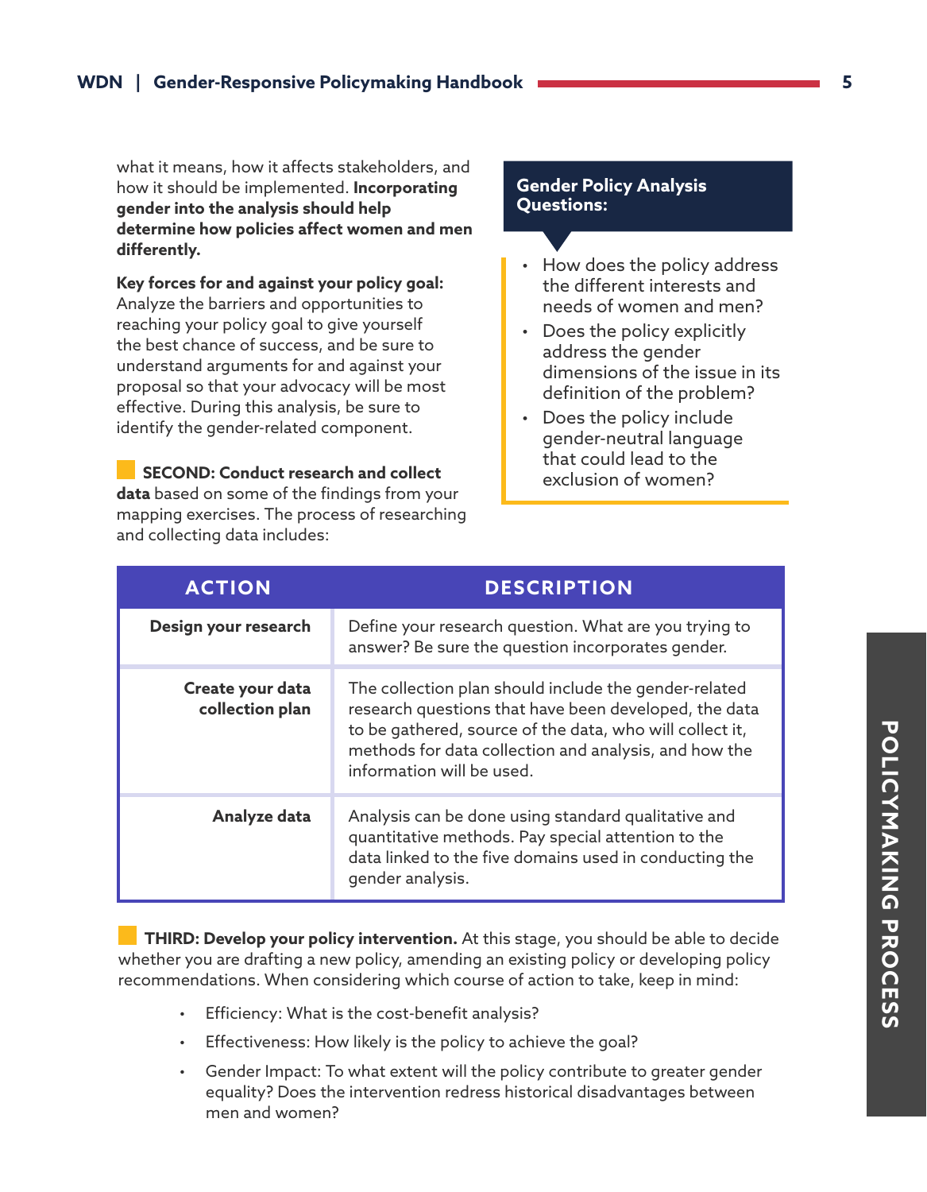what it means, how it affects stakeholders, and how it should be implemented. **Incorporating gender into the analysis should help determine how policies affect women and men differently.**

**Key forces for and against your policy goal:** Analyze the barriers and opportunities to reaching your policy goal to give yourself the best chance of success, and be sure to understand arguments for and against your proposal so that your advocacy will be most effective. During this analysis, be sure to identify the gender-related component.

**Gender Policy Analysis Questions:**

- How does the policy address the different interests and needs of women and men?
- Does the policy explicitly address the gender dimensions of the issue in its definition of the problem?
- Does the policy include gender-neutral language that could lead to the exclusion of women?

**SECOND: Conduct research and collect data** based on some of the findings from your mapping exercises. The process of researching and collecting data includes:

| ACTION | DESCRIPTION |
| --- | --- |
| **Design your research** | Define your research question. What are you trying to answer? Be sure the question incorporates gender. |
| **Create your data collection plan** | The collection plan should include the gender-related research questions that have been developed, the data to be gathered, source of the data, who will collect it, methods for data collection and analysis, and how the information will be used. |
| **Analyze data** | Analysis can be done using standard qualitative and quantitative methods. Pay special attention to the data linked to the five domains used in conducting the gender analysis. |

**THIRD: Develop your policy intervention.** At this stage, you should be able to decide whether you are drafting a new policy, amending an existing policy or developing policy recommendations. When considering which course of action to take, keep in mind:

- Efficiency: What is the cost-benefit analysis?
- Effectiveness: How likely is the policy to achieve the goal?
- Gender Impact: To what extent will the policy contribute to greater gender equality? Does the intervention redress historical disadvantages between men and women?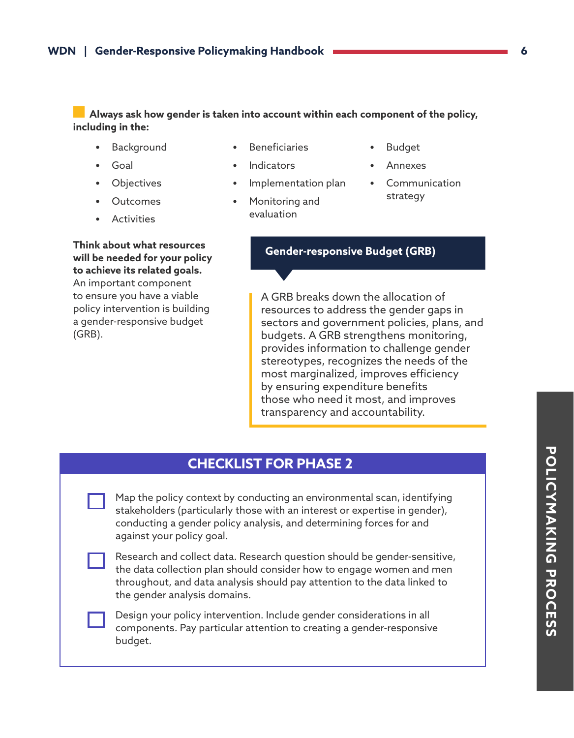**Always ask how gender is taken into account within each component of the policy, including in the:**

- Background
- Goal
- Objectives
- Outcomes
- Activities
- Beneficiaries
- Indicators
- Implementation plan
- Monitoring and evaluation
- Budget
- Annexes
- Communication strategy

**Think about what resources will be needed for your policy to achieve its related goals.** An important component to ensure you have a viable policy intervention is building a gender-responsive budget (GRB).

**Gender-responsive Budget (GRB)**

A GRB breaks down the allocation of resources to address the gender gaps in sectors and government policies, plans, and budgets. A GRB strengthens monitoring, provides information to challenge gender stereotypes, recognizes the needs of the most marginalized, improves efficiency by ensuring expenditure benefits those who need it most, and improves transparency and accountability.

## CHECKLIST FOR PHASE 2

- [ ] Map the policy context by conducting an environmental scan, identifying stakeholders (particularly those with an interest or expertise in gender), conducting a gender policy analysis, and determining forces for and against your policy goal.
- [ ] Research and collect data. Research question should be gender-sensitive, the data collection plan should consider how to engage women and men throughout, and data analysis should pay attention to the data linked to the gender analysis domains.
- [ ] Design your policy intervention. Include gender considerations in all components. Pay particular attention to creating a gender-responsive budget.

POLICYMAKING PROCESS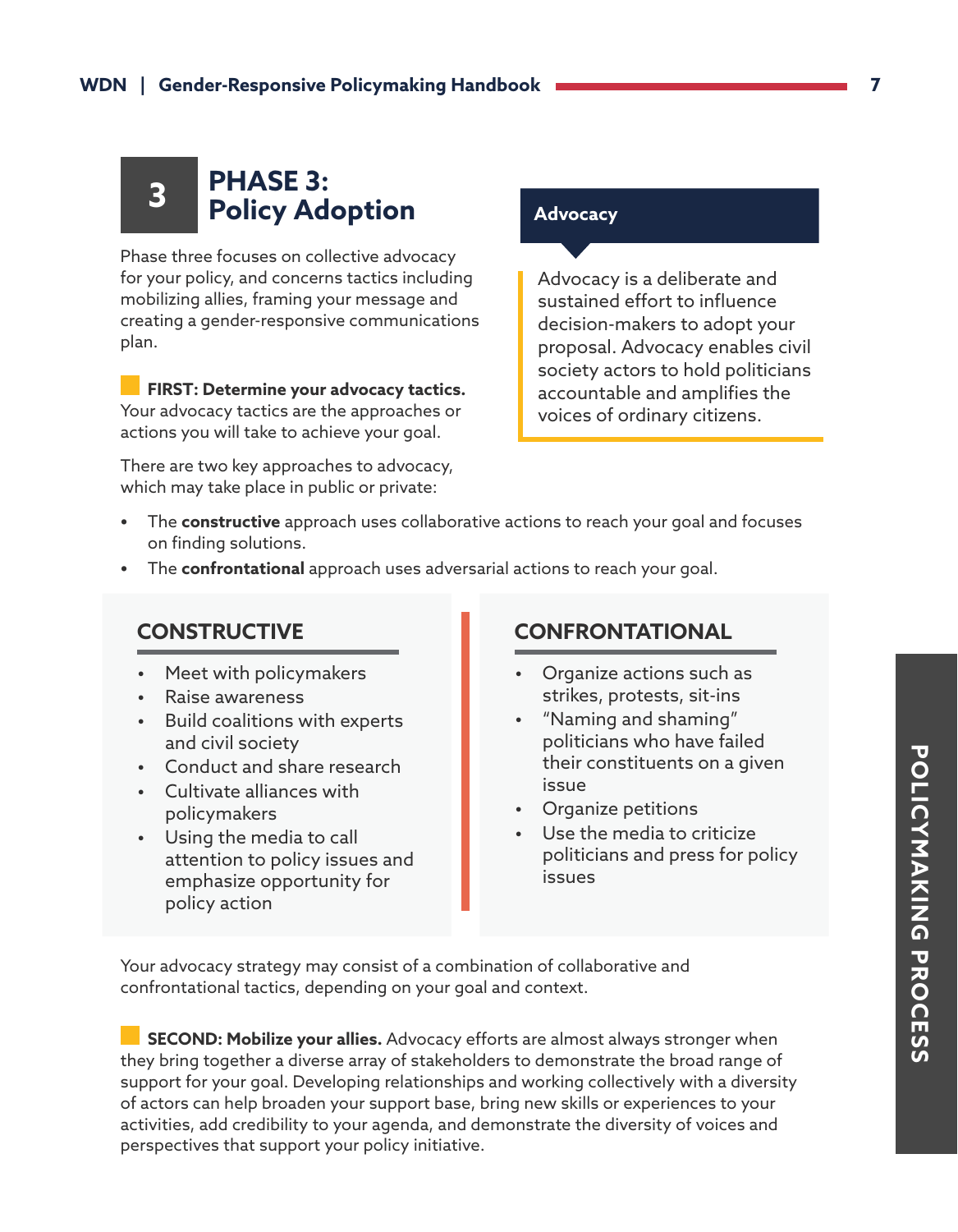# PHASE 3: Policy Adoption

Phase three focuses on collective advocacy for your policy, and concerns tactics including mobilizing allies, framing your message and creating a gender-responsive communications plan.

> **Advocacy**
>
> Advocacy is a deliberate and sustained effort to influence decision-makers to adopt your proposal. Advocacy enables civil society actors to hold politicians accountable and amplifies the voices of ordinary citizens.

**FIRST: Determine your advocacy tactics.** Your advocacy tactics are the approaches or actions you will take to achieve your goal.

There are two key approaches to advocacy, which may take place in public or private:

- The **constructive** approach uses collaborative actions to reach your goal and focuses on finding solutions.
- The **confrontational** approach uses adversarial actions to reach your goal.

### CONSTRUCTIVE

- Meet with policymakers
- Raise awareness
- Build coalitions with experts and civil society
- Conduct and share research
- Cultivate alliances with policymakers
- Using the media to call attention to policy issues and emphasize opportunity for policy action

### CONFRONTATIONAL

- Organize actions such as strikes, protests, sit-ins
- "Naming and shaming" politicians who have failed their constituents on a given issue
- Organize petitions
- Use the media to criticize politicians and press for policy issues

Your advocacy strategy may consist of a combination of collaborative and confrontational tactics, depending on your goal and context.

**SECOND: Mobilize your allies.** Advocacy efforts are almost always stronger when they bring together a diverse array of stakeholders to demonstrate the broad range of support for your goal. Developing relationships and working collectively with a diversity of actors can help broaden your support base, bring new skills or experiences to your activities, add credibility to your agenda, and demonstrate the diversity of voices and perspectives that support your policy initiative.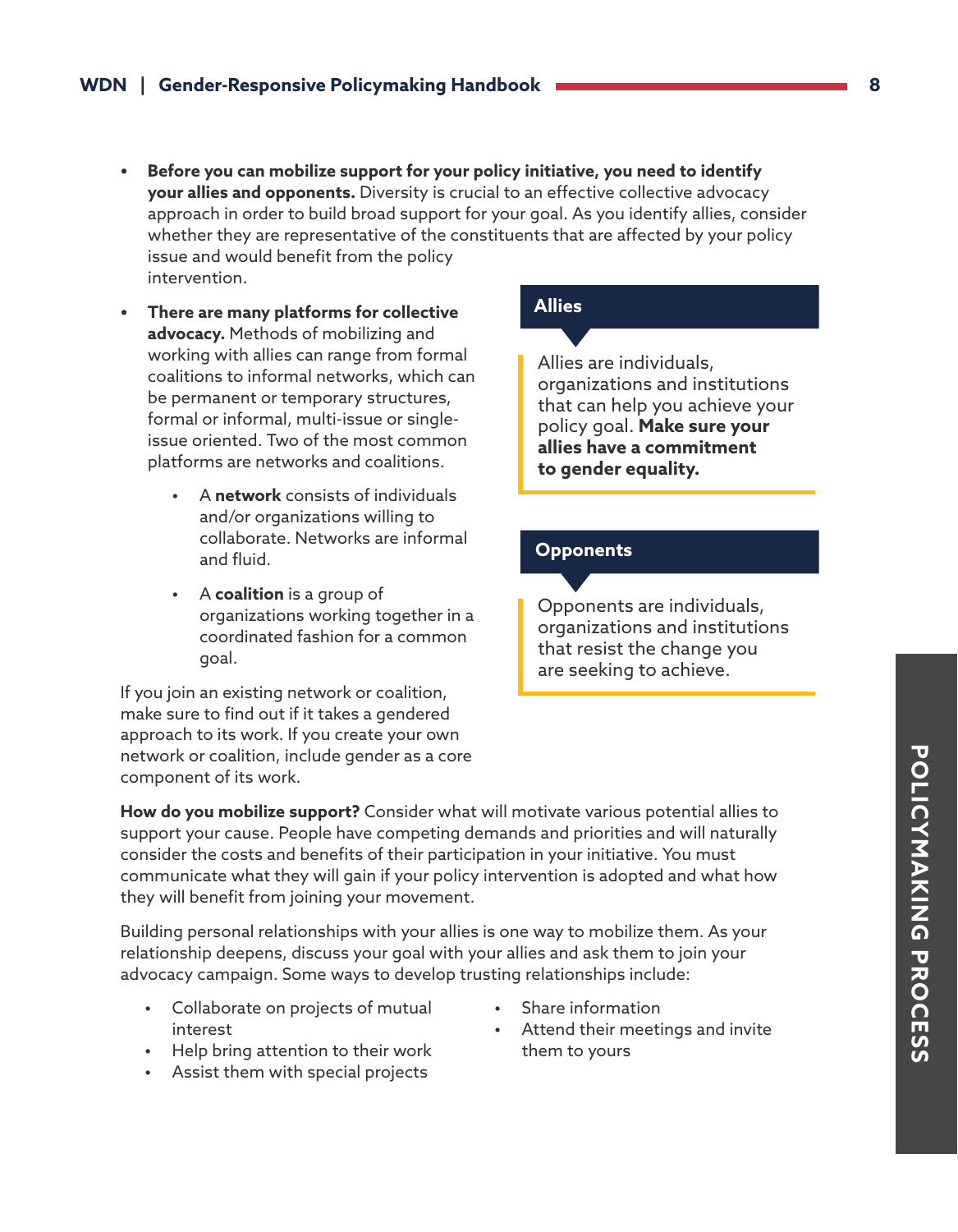- **Before you can mobilize support for your policy initiative, you need to identify your allies and opponents.** Diversity is crucial to an effective collective advocacy approach in order to build broad support for your goal. As you identify allies, consider whether they are representative of the constituents that are affected by your policy issue and would benefit from the policy intervention.

- **There are many platforms for collective advocacy.** Methods of mobilizing and working with allies can range from formal coalitions to informal networks, which can be permanent or temporary structures, formal or informal, multi-issue or single-issue oriented. Two of the most common platforms are networks and coalitions.

    - A **network** consists of individuals and/or organizations willing to collaborate. Networks are informal and fluid.

    - A **coalition** is a group of organizations working together in a coordinated fashion for a common goal.

If you join an existing network or coalition, make sure to find out if it takes a gendered approach to its work. If you create your own network or coalition, include gender as a core component of its work.

### Allies

Allies are individuals, organizations and institutions that can help you achieve your policy goal. **Make sure your allies have a commitment to gender equality.**

### Opponents

Opponents are individuals, organizations and institutions that resist the change you are seeking to achieve.

**How do you mobilize support?** Consider what will motivate various potential allies to support your cause. People have competing demands and priorities and will naturally consider the costs and benefits of their participation in your initiative. You must communicate what they will gain if your policy intervention is adopted and what how they will benefit from joining your movement.

Building personal relationships with your allies is one way to mobilize them. As your relationship deepens, discuss your goal with your allies and ask them to join your advocacy campaign. Some ways to develop trusting relationships include:

- Collaborate on projects of mutual interest
- Help bring attention to their work
- Assist them with special projects
- Share information
- Attend their meetings and invite them to yours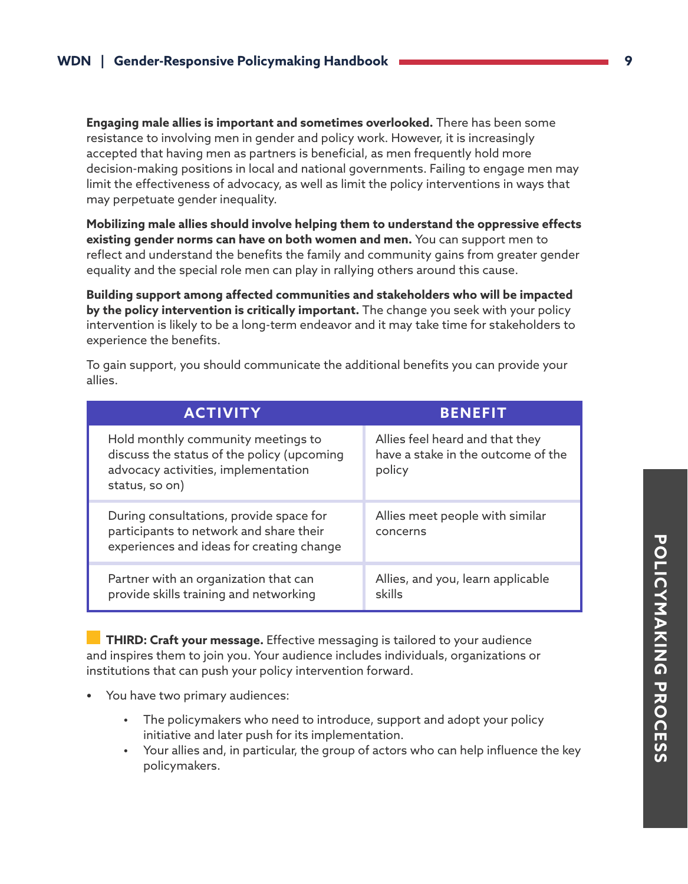**Engaging male allies is important and sometimes overlooked.** There has been some resistance to involving men in gender and policy work. However, it is increasingly accepted that having men as partners is beneficial, as men frequently hold more decision-making positions in local and national governments. Failing to engage men may limit the effectiveness of advocacy, as well as limit the policy interventions in ways that may perpetuate gender inequality.

**Mobilizing male allies should involve helping them to understand the oppressive effects existing gender norms can have on both women and men.** You can support men to reflect and understand the benefits the family and community gains from greater gender equality and the special role men can play in rallying others around this cause.

**Building support among affected communities and stakeholders who will be impacted by the policy intervention is critically important.** The change you seek with your policy intervention is likely to be a long-term endeavor and it may take time for stakeholders to experience the benefits.

To gain support, you should communicate the additional benefits you can provide your allies.

| ACTIVITY | BENEFIT |
| --- | --- |
| Hold monthly community meetings to discuss the status of the policy (upcoming advocacy activities, implementation status, so on) | Allies feel heard and that they have a stake in the outcome of the policy |
| During consultations, provide space for participants to network and share their experiences and ideas for creating change | Allies meet people with similar concerns |
| Partner with an organization that can provide skills training and networking | Allies, and you, learn applicable skills |

**THIRD: Craft your message.** Effective messaging is tailored to your audience and inspires them to join you. Your audience includes individuals, organizations or institutions that can push your policy intervention forward.

- You have two primary audiences:
  - The policymakers who need to introduce, support and adopt your policy initiative and later push for its implementation.
  - Your allies and, in particular, the group of actors who can help influence the key policymakers.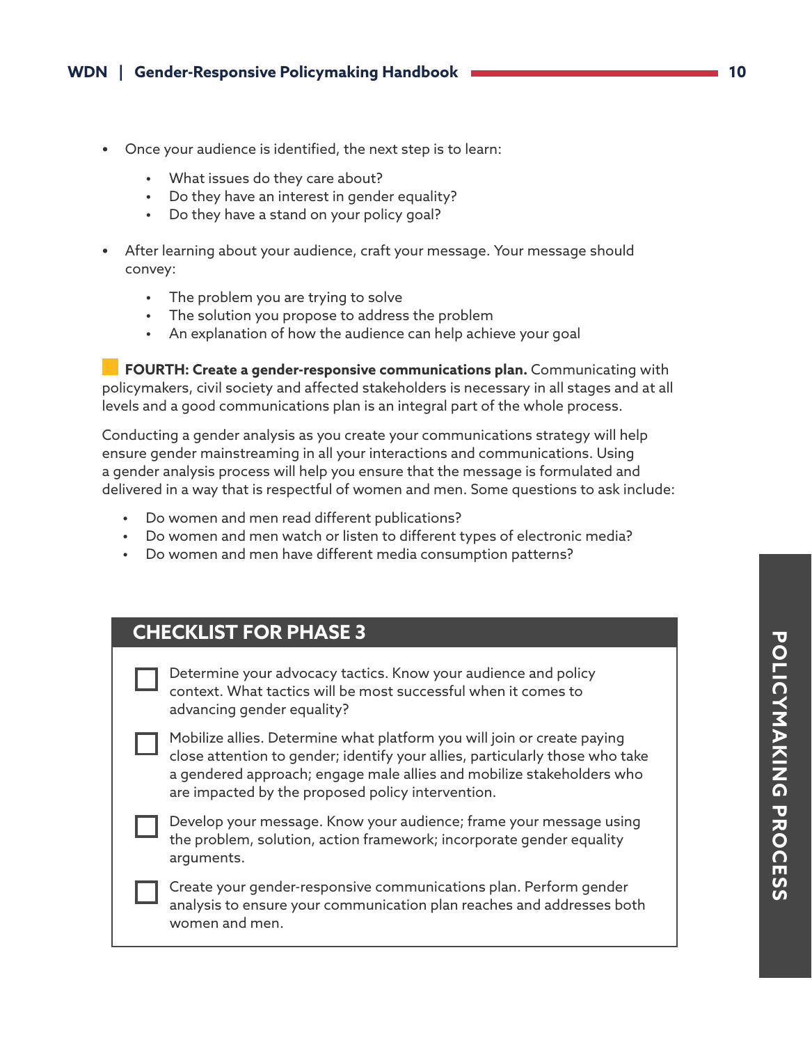- Once your audience is identified, the next step is to learn:
  - What issues do they care about?
  - Do they have an interest in gender equality?
  - Do they have a stand on your policy goal?
- After learning about your audience, craft your message. Your message should convey:
  - The problem you are trying to solve
  - The solution you propose to address the problem
  - An explanation of how the audience can help achieve your goal

**FOURTH: Create a gender-responsive communications plan.** Communicating with policymakers, civil society and affected stakeholders is necessary in all stages and at all levels and a good communications plan is an integral part of the whole process.

Conducting a gender analysis as you create your communications strategy will help ensure gender mainstreaming in all your interactions and communications. Using a gender analysis process will help you ensure that the message is formulated and delivered in a way that is respectful of women and men. Some questions to ask include:

- Do women and men read different publications?
- Do women and men watch or listen to different types of electronic media?
- Do women and men have different media consumption patterns?

## CHECKLIST FOR PHASE 3

- [ ] Determine your advocacy tactics. Know your audience and policy context. What tactics will be most successful when it comes to advancing gender equality?
- [ ] Mobilize allies. Determine what platform you will join or create paying close attention to gender; identify your allies, particularly those who take a gendered approach; engage male allies and mobilize stakeholders who are impacted by the proposed policy intervention.
- [ ] Develop your message. Know your audience; frame your message using the problem, solution, action framework; incorporate gender equality arguments.
- [ ] Create your gender-responsive communications plan. Perform gender analysis to ensure your communication plan reaches and addresses both women and men.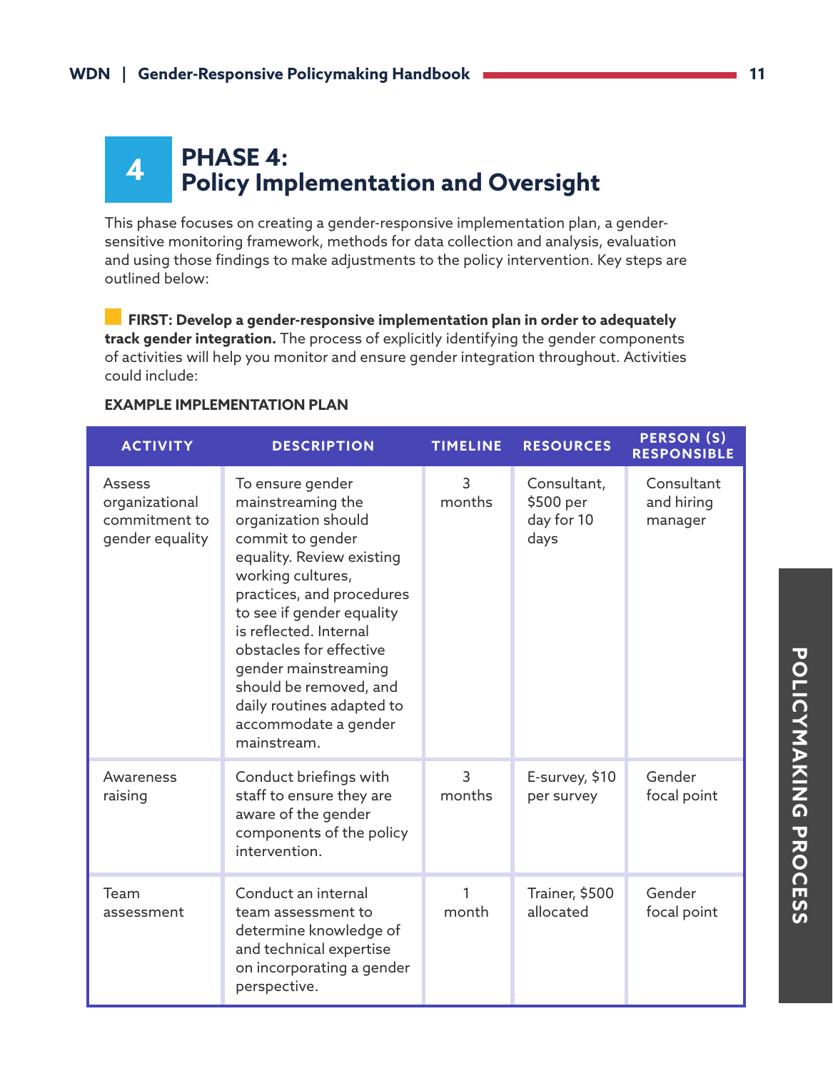# 4 PHASE 4: Policy Implementation and Oversight

This phase focuses on creating a gender-responsive implementation plan, a gender-sensitive monitoring framework, methods for data collection and analysis, evaluation and using those findings to make adjustments to the policy intervention. Key steps are outlined below:

**FIRST: Develop a gender-responsive implementation plan in order to adequately track gender integration.** The process of explicitly identifying the gender components of activities will help you monitor and ensure gender integration throughout. Activities could include:

**EXAMPLE IMPLEMENTATION PLAN**

| ACTIVITY | DESCRIPTION | TIMELINE | RESOURCES | PERSON (S) RESPONSIBLE |
|---|---|---|---|---|
| Assess organizational commitment to gender equality | To ensure gender mainstreaming the organization should commit to gender equality. Review existing working cultures, practices, and procedures to see if gender equality is reflected. Internal obstacles for effective gender mainstreaming should be removed, and daily routines adapted to accommodate a gender mainstream. | 3 months | Consultant, $500 per day for 10 days | Consultant and hiring manager |
| Awareness raising | Conduct briefings with staff to ensure they are aware of the gender components of the policy intervention. | 3 months | E-survey, $10 per survey | Gender focal point |
| Team assessment | Conduct an internal team assessment to determine knowledge of and technical expertise on incorporating a gender perspective. | 1 month | Trainer, $500 allocated | Gender focal point |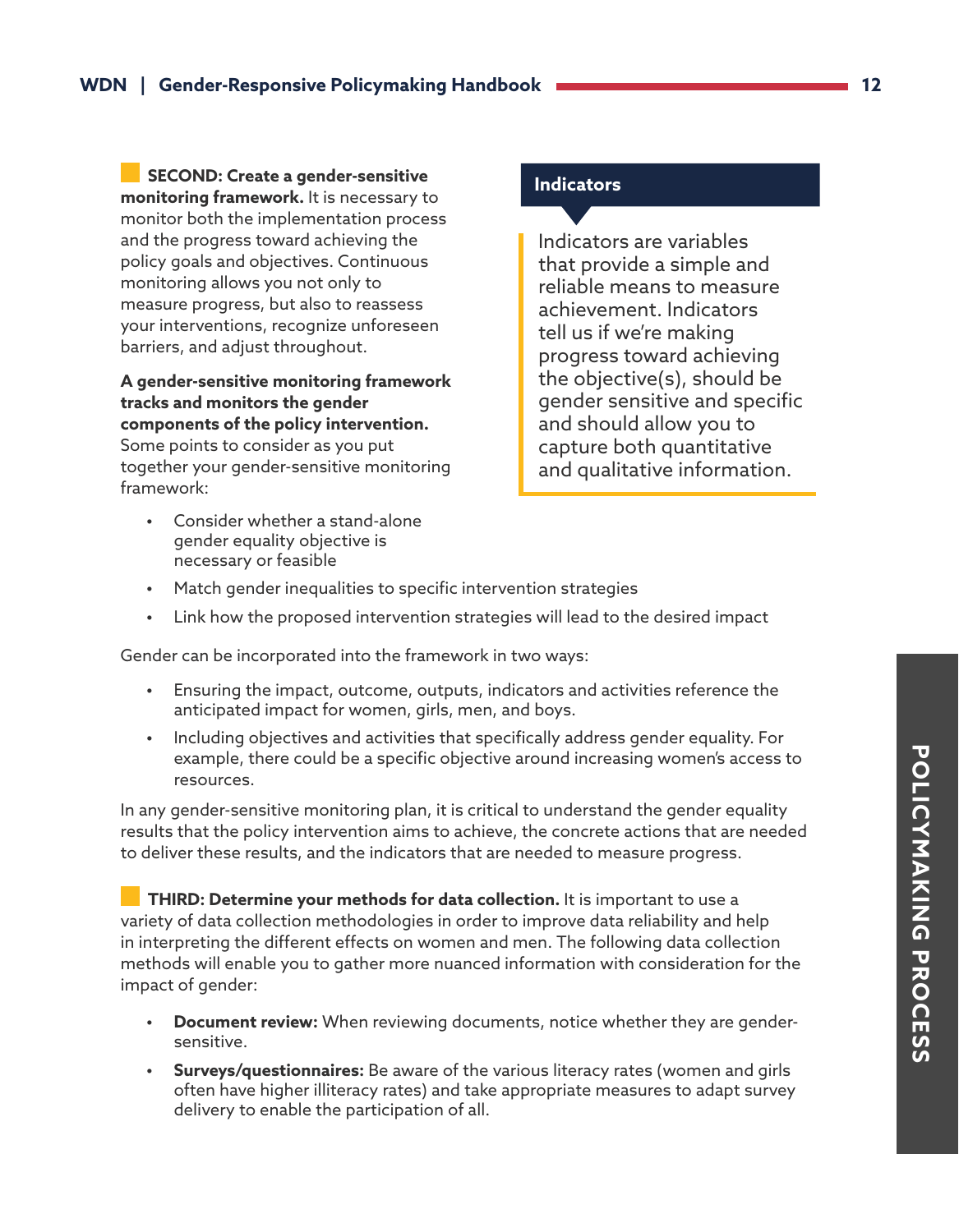**SECOND: Create a gender-sensitive monitoring framework.** It is necessary to monitor both the implementation process and the progress toward achieving the policy goals and objectives. Continuous monitoring allows you not only to measure progress, but also to reassess your interventions, recognize unforeseen barriers, and adjust throughout.

**A gender-sensitive monitoring framework tracks and monitors the gender components of the policy intervention.** Some points to consider as you put together your gender-sensitive monitoring framework:

- Consider whether a stand-alone gender equality objective is necessary or feasible
- Match gender inequalities to specific intervention strategies
- Link how the proposed intervention strategies will lead to the desired impact

> **Indicators**
>
> Indicators are variables that provide a simple and reliable means to measure achievement. Indicators tell us if we're making progress toward achieving the objective(s), should be gender sensitive and specific and should allow you to capture both quantitative and qualitative information.

Gender can be incorporated into the framework in two ways:

- Ensuring the impact, outcome, outputs, indicators and activities reference the anticipated impact for women, girls, men, and boys.
- Including objectives and activities that specifically address gender equality. For example, there could be a specific objective around increasing women's access to resources.

In any gender-sensitive monitoring plan, it is critical to understand the gender equality results that the policy intervention aims to achieve, the concrete actions that are needed to deliver these results, and the indicators that are needed to measure progress.

**THIRD: Determine your methods for data collection.** It is important to use a variety of data collection methodologies in order to improve data reliability and help in interpreting the different effects on women and men. The following data collection methods will enable you to gather more nuanced information with consideration for the impact of gender:

- **Document review:** When reviewing documents, notice whether they are gender-sensitive.
- **Surveys/questionnaires:** Be aware of the various literacy rates (women and girls often have higher illiteracy rates) and take appropriate measures to adapt survey delivery to enable the participation of all.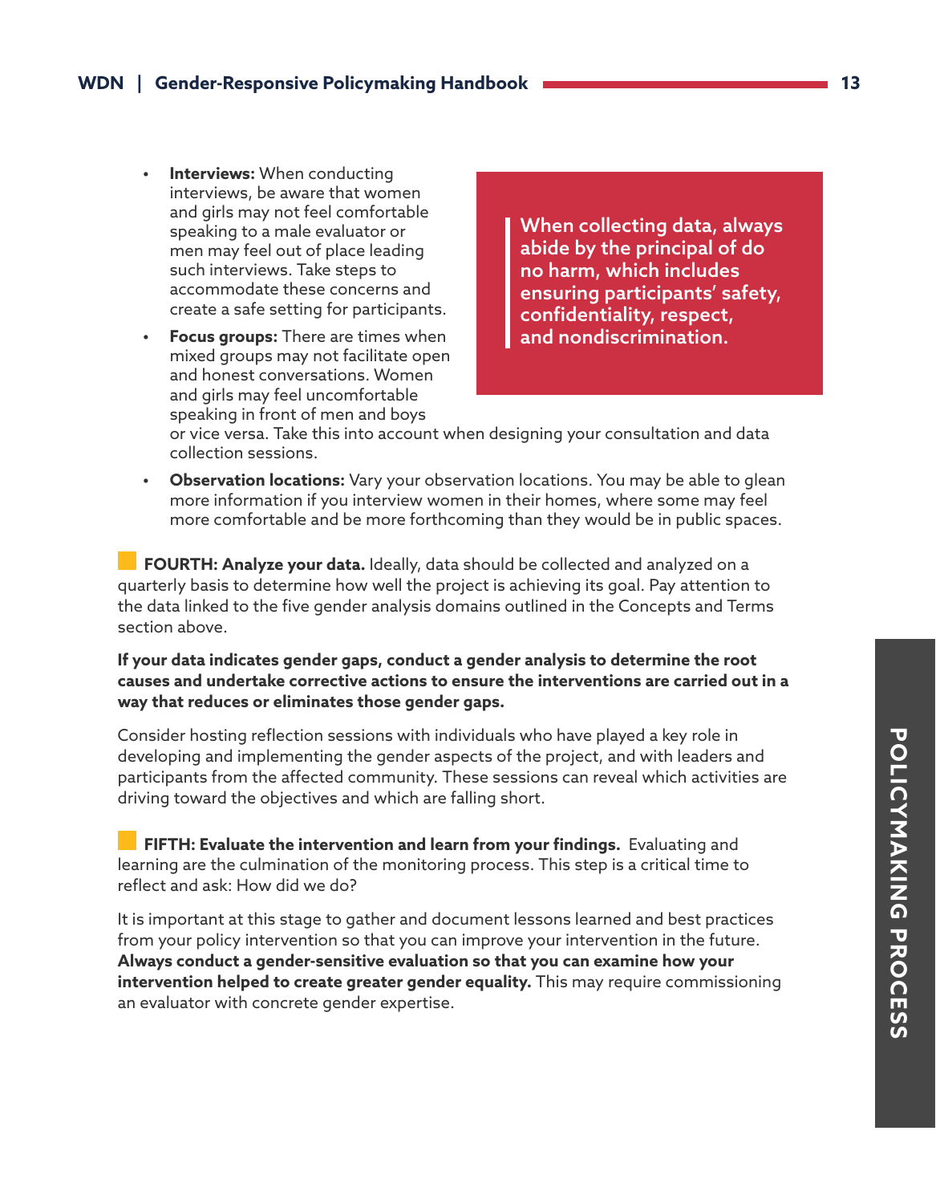- **Interviews:** When conducting interviews, be aware that women and girls may not feel comfortable speaking to a male evaluator or men may feel out of place leading such interviews. Take steps to accommodate these concerns and create a safe setting for participants.
- **Focus groups:** There are times when mixed groups may not facilitate open and honest conversations. Women and girls may feel uncomfortable speaking in front of men and boys or vice versa. Take this into account when designing your consultation and data collection sessions.
- **Observation locations:** Vary your observation locations. You may be able to glean more information if you interview women in their homes, where some may feel more comfortable and be more forthcoming than they would be in public spaces.

> **When collecting data, always abide by the principal of do no harm, which includes ensuring participants' safety, confidentiality, respect, and nondiscrimination.**

**FOURTH: Analyze your data.** Ideally, data should be collected and analyzed on a quarterly basis to determine how well the project is achieving its goal. Pay attention to the data linked to the five gender analysis domains outlined in the Concepts and Terms section above.

**If your data indicates gender gaps, conduct a gender analysis to determine the root causes and undertake corrective actions to ensure the interventions are carried out in a way that reduces or eliminates those gender gaps.**

Consider hosting reflection sessions with individuals who have played a key role in developing and implementing the gender aspects of the project, and with leaders and participants from the affected community. These sessions can reveal which activities are driving toward the objectives and which are falling short.

**FIFTH: Evaluate the intervention and learn from your findings.** Evaluating and learning are the culmination of the monitoring process. This step is a critical time to reflect and ask: How did we do?

It is important at this stage to gather and document lessons learned and best practices from your policy intervention so that you can improve your intervention in the future. **Always conduct a gender-sensitive evaluation so that you can examine how your intervention helped to create greater gender equality.** This may require commissioning an evaluator with concrete gender expertise.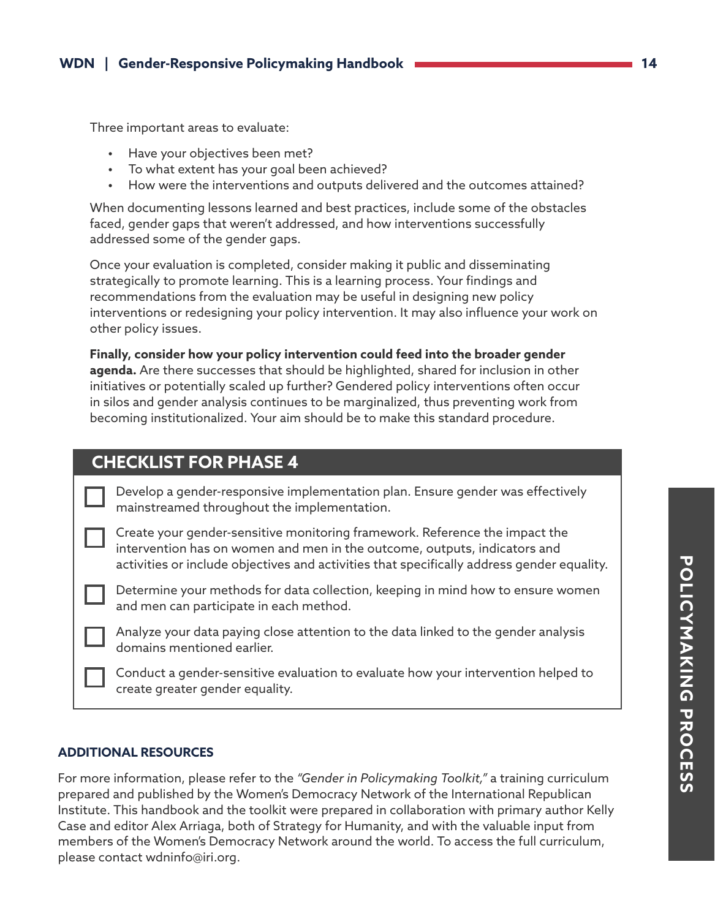Three important areas to evaluate:

- Have your objectives been met?
- To what extent has your goal been achieved?
- How were the interventions and outputs delivered and the outcomes attained?

When documenting lessons learned and best practices, include some of the obstacles faced, gender gaps that weren't addressed, and how interventions successfully addressed some of the gender gaps.

Once your evaluation is completed, consider making it public and disseminating strategically to promote learning. This is a learning process. Your findings and recommendations from the evaluation may be useful in designing new policy interventions or redesigning your policy intervention. It may also influence your work on other policy issues.

**Finally, consider how your policy intervention could feed into the broader gender agenda.** Are there successes that should be highlighted, shared for inclusion in other initiatives or potentially scaled up further? Gendered policy interventions often occur in silos and gender analysis continues to be marginalized, thus preventing work from becoming institutionalized. Your aim should be to make this standard procedure.

## CHECKLIST FOR PHASE 4

- [ ] Develop a gender-responsive implementation plan. Ensure gender was effectively mainstreamed throughout the implementation.
- [ ] Create your gender-sensitive monitoring framework. Reference the impact the intervention has on women and men in the outcome, outputs, indicators and activities or include objectives and activities that specifically address gender equality.
- [ ] Determine your methods for data collection, keeping in mind how to ensure women and men can participate in each method.
- [ ] Analyze your data paying close attention to the data linked to the gender analysis domains mentioned earlier.
- [ ] Conduct a gender-sensitive evaluation to evaluate how your intervention helped to create greater gender equality.

### ADDITIONAL RESOURCES

For more information, please refer to the *"Gender in Policymaking Toolkit,"* a training curriculum prepared and published by the Women's Democracy Network of the International Republican Institute. This handbook and the toolkit were prepared in collaboration with primary author Kelly Case and editor Alex Arriaga, both of Strategy for Humanity, and with the valuable input from members of the Women's Democracy Network around the world. To access the full curriculum, please contact wdninfo@iri.org.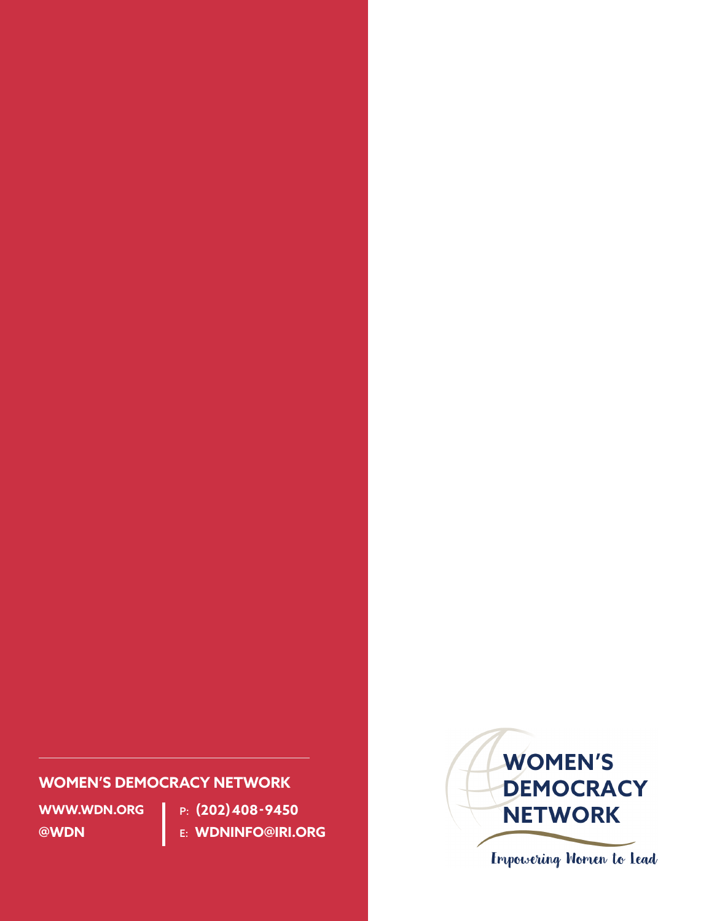**WOMEN'S DEMOCRACY NETWORK**

WWW.WDN.ORG
@WDN

P: (202) 408-9450
E: WDNINFO@IRI.ORG

WOMEN'S DEMOCRACY NETWORK

Empowering Women to Lead